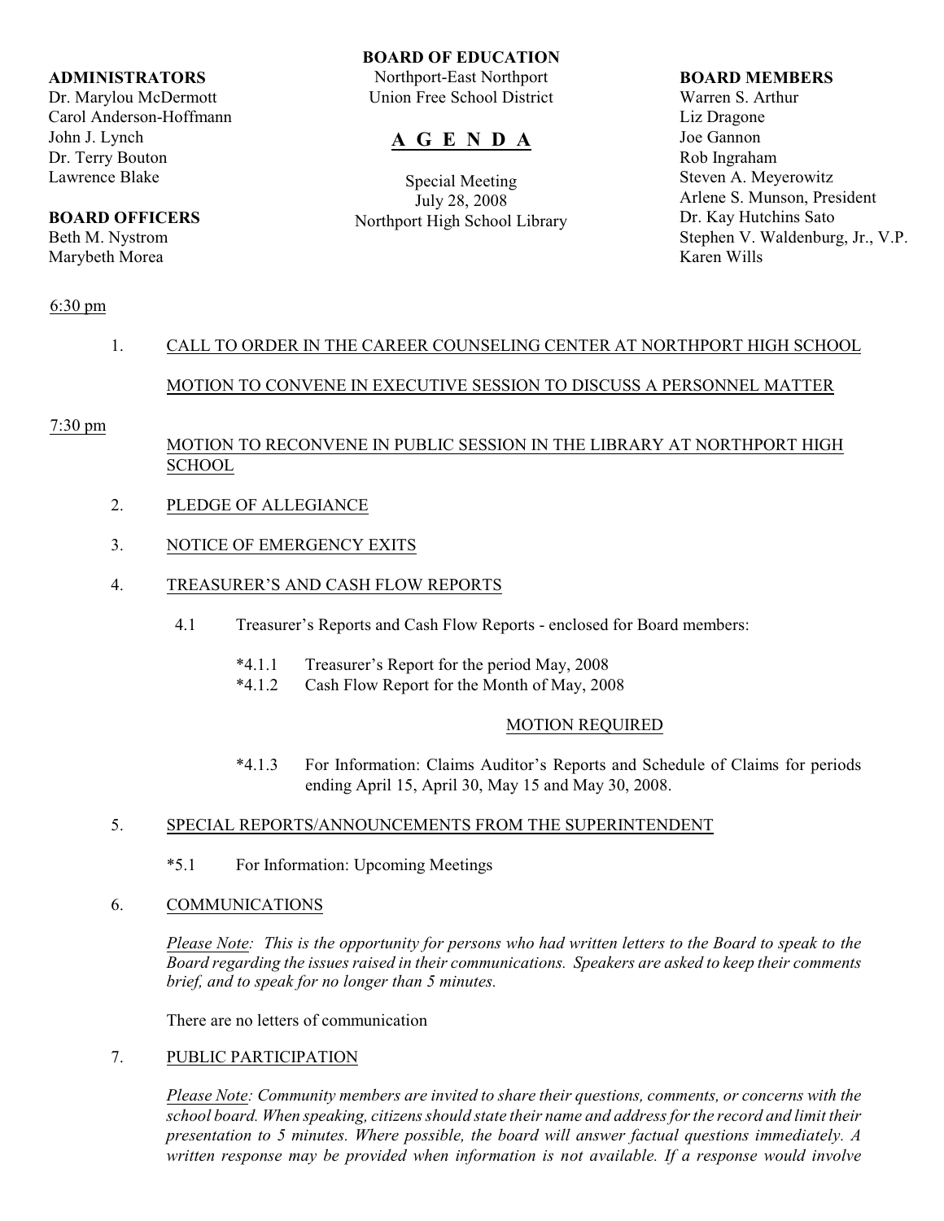**ADMINISTRATORS**
Dr. Marylou McDermott
Carol Anderson-Hoffmann
John J. Lynch
Dr. Terry Bouton
Lawrence Blake

**BOARD OFFICERS**
Beth M. Nystrom
Marybeth Morea

**BOARD OF EDUCATION**
Northport-East Northport
Union Free School District

# A G E N D A

Special Meeting
July 28, 2008
Northport High School Library

**BOARD MEMBERS**
Warren S. Arthur
Liz Dragone
Joe Gannon
Rob Ingraham
Steven A. Meyerowitz
Arlene S. Munson, President
Dr. Kay Hutchins Sato
Stephen V. Waldenburg, Jr., V.P.
Karen Wills

<u>6:30 pm</u>

1. <u>CALL TO ORDER IN THE CAREER COUNSELING CENTER AT NORTHPORT HIGH SCHOOL</u>

   <u>MOTION TO CONVENE IN EXECUTIVE SESSION TO DISCUSS A PERSONNEL MATTER</u>

<u>7:30 pm</u>

   <u>MOTION TO RECONVENE IN PUBLIC SESSION IN THE LIBRARY AT NORTHPORT HIGH SCHOOL</u>

2. <u>PLEDGE OF ALLEGIANCE</u>

3. <u>NOTICE OF EMERGENCY EXITS</u>

4. <u>TREASURER'S AND CASH FLOW REPORTS</u>

   4.1 Treasurer's Reports and Cash Flow Reports - enclosed for Board members:

      *4.1.1 Treasurer's Report for the period May, 2008
      *4.1.2 Cash Flow Report for the Month of May, 2008

      <u>MOTION REQUIRED</u>

      *4.1.3 For Information: Claims Auditor's Reports and Schedule of Claims for periods ending April 15, April 30, May 15 and May 30, 2008.

5. <u>SPECIAL REPORTS/ANNOUNCEMENTS FROM THE SUPERINTENDENT</u>

   *5.1 For Information: Upcoming Meetings

6. <u>COMMUNICATIONS</u>

   *<u>Please Note</u>: This is the opportunity for persons who had written letters to the Board to speak to the Board regarding the issues raised in their communications. Speakers are asked to keep their comments brief, and to speak for no longer than 5 minutes.*

   There are no letters of communication

7. <u>PUBLIC PARTICIPATION</u>

   *<u>Please Note</u>: Community members are invited to share their questions, comments, or concerns with the school board. When speaking, citizens should state their name and address for the record and limit their presentation to 5 minutes. Where possible, the board will answer factual questions immediately. A written response may be provided when information is not available. If a response would involve*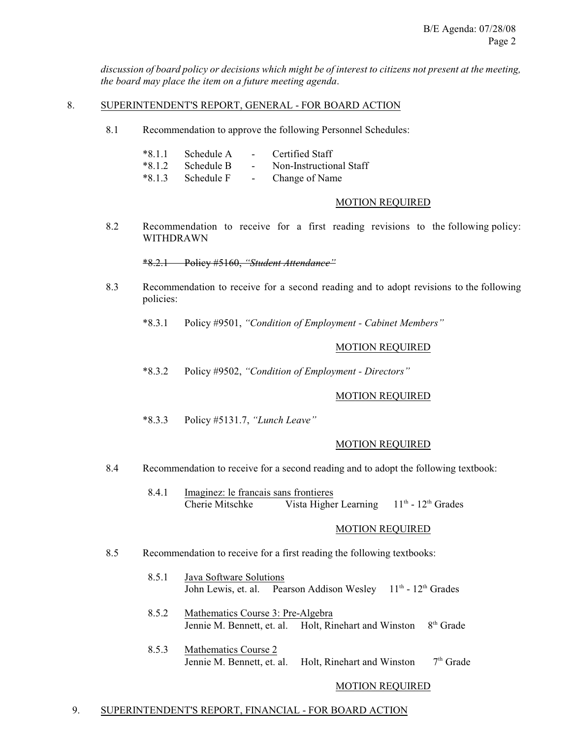*discussion of board policy or decisions which might be of interest to citizens not present at the meeting, the board may place the item on a future meeting agenda*.

8. SUPERINTENDENT'S REPORT, GENERAL - FOR BOARD ACTION

8.1 Recommendation to approve the following Personnel Schedules:

*8.1.1 Schedule A - Certified Staff
*8.1.2 Schedule B - Non-Instructional Staff
*8.1.3 Schedule F - Change of Name

MOTION REQUIRED

8.2 Recommendation to receive for a first reading revisions to the following policy: WITHDRAWN

~~*8.2.1 Policy #5160, *"Student Attendance"*~~

8.3 Recommendation to receive for a second reading and to adopt revisions to the following policies:

*8.3.1 Policy #9501, *"Condition of Employment - Cabinet Members"*

MOTION REQUIRED

*8.3.2 Policy #9502, *"Condition of Employment - Directors"*

MOTION REQUIRED

*8.3.3 Policy #5131.7, *"Lunch Leave"*

MOTION REQUIRED

8.4 Recommendation to receive for a second reading and to adopt the following textbook:

8.4.1 Imaginez: le francais sans frontieres
Cherie Mitschke — Vista Higher Learning — 11th - 12th Grades

MOTION REQUIRED

8.5 Recommendation to receive for a first reading the following textbooks:

8.5.1 Java Software Solutions
John Lewis, et. al. — Pearson Addison Wesley — 11th - 12th Grades

8.5.2 Mathematics Course 3: Pre-Algebra
Jennie M. Bennett, et. al. — Holt, Rinehart and Winston — 8th Grade

8.5.3 Mathematics Course 2
Jennie M. Bennett, et. al. — Holt, Rinehart and Winston — 7th Grade

MOTION REQUIRED

9. SUPERINTENDENT'S REPORT, FINANCIAL - FOR BOARD ACTION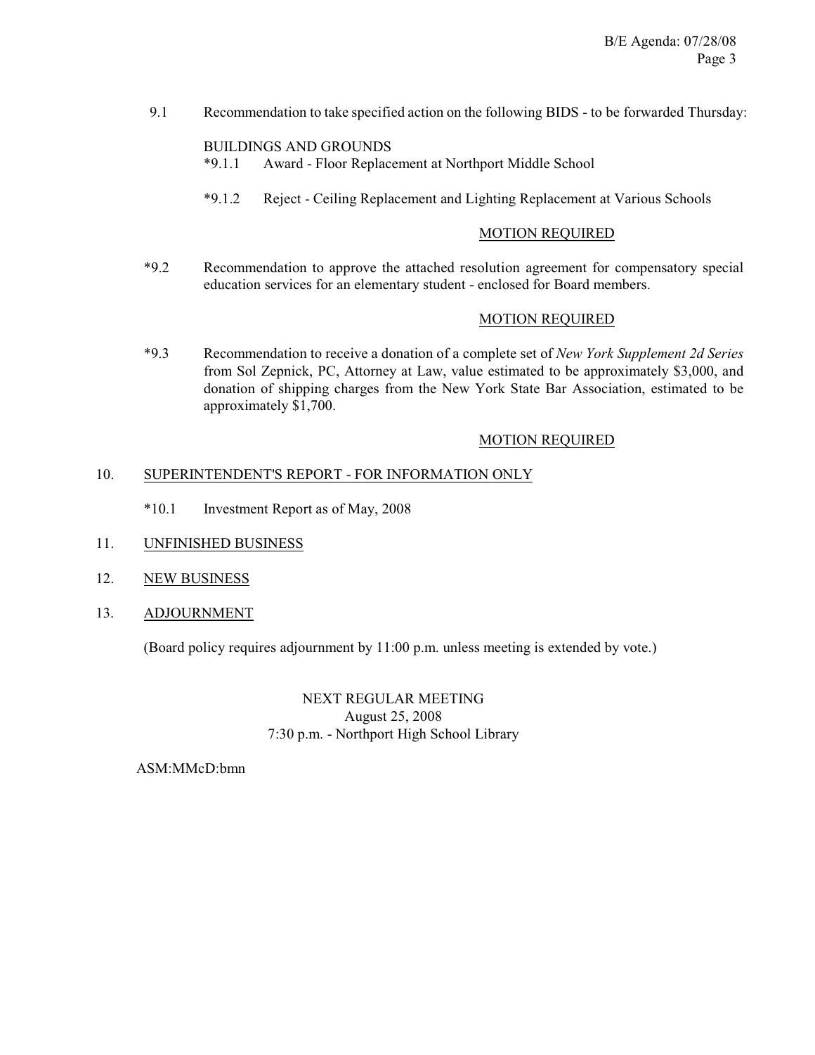9.1 Recommendation to take specified action on the following BIDS - to be forwarded Thursday:

BUILDINGS AND GROUNDS

*9.1.1 Award - Floor Replacement at Northport Middle School

*9.1.2 Reject - Ceiling Replacement and Lighting Replacement at Various Schools

<u>MOTION REQUIRED</u>

*9.2 Recommendation to approve the attached resolution agreement for compensatory special education services for an elementary student - enclosed for Board members.

<u>MOTION REQUIRED</u>

*9.3 Recommendation to receive a donation of a complete set of *New York Supplement 2d Series* from Sol Zepnick, PC, Attorney at Law, value estimated to be approximately $3,000, and donation of shipping charges from the New York State Bar Association, estimated to be approximately $1,700.

<u>MOTION REQUIRED</u>

10. <u>SUPERINTENDENT'S REPORT - FOR INFORMATION ONLY</u>

    *10.1 Investment Report as of May, 2008

11. <u>UNFINISHED BUSINESS</u>

12. <u>NEW BUSINESS</u>

13. <u>ADJOURNMENT</u>

(Board policy requires adjournment by 11:00 p.m. unless meeting is extended by vote.)

NEXT REGULAR MEETING
August 25, 2008
7:30 p.m. - Northport High School Library

ASM:MMcD:bmn